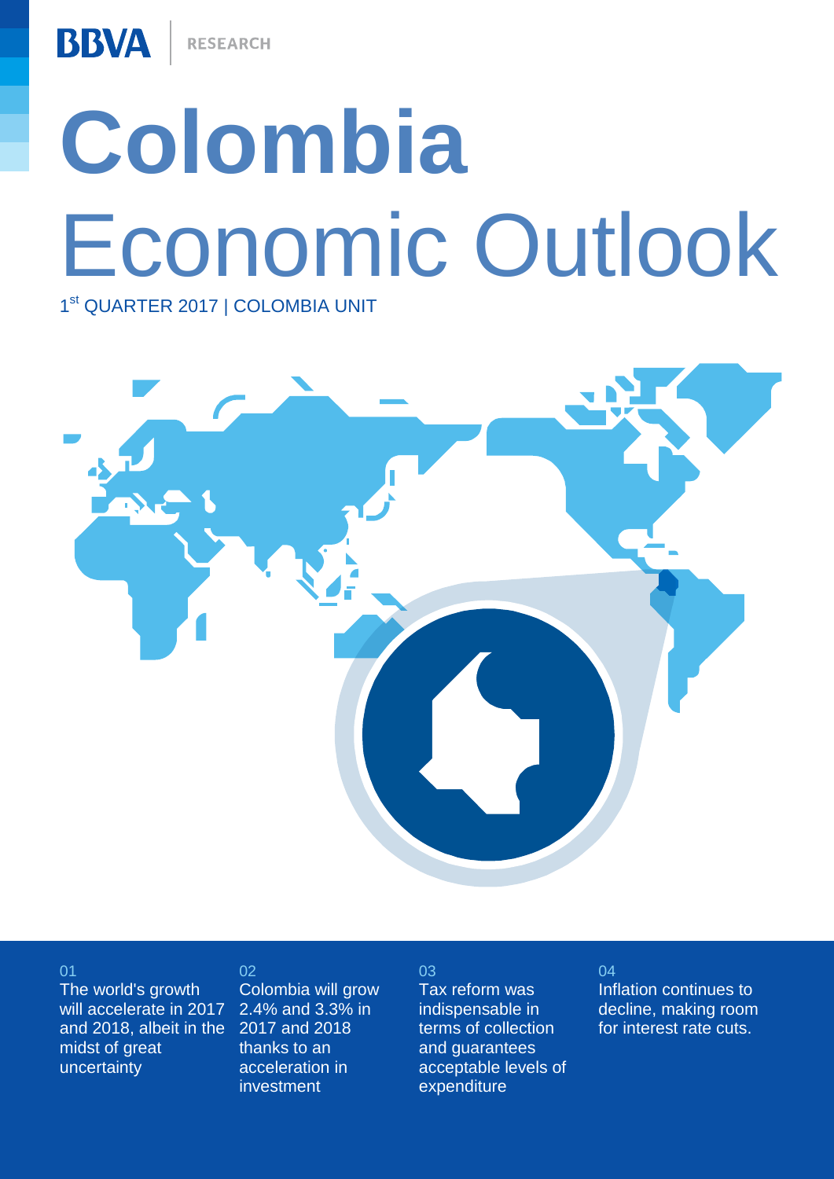BBVA | RESEARCH

# Colombia Economic Outlook

1st QUARTER 2017 | COLOMBIA UNIT

01
The world's growth will accelerate in 2017 and 2018, albeit in the midst of great uncertainty

02
Colombia will grow 2.4% and 3.3% in 2017 and 2018 thanks to an acceleration in investment

03
Tax reform was indispensable in terms of collection and guarantees acceptable levels of expenditure

04
Inflation continues to decline, making room for interest rate cuts.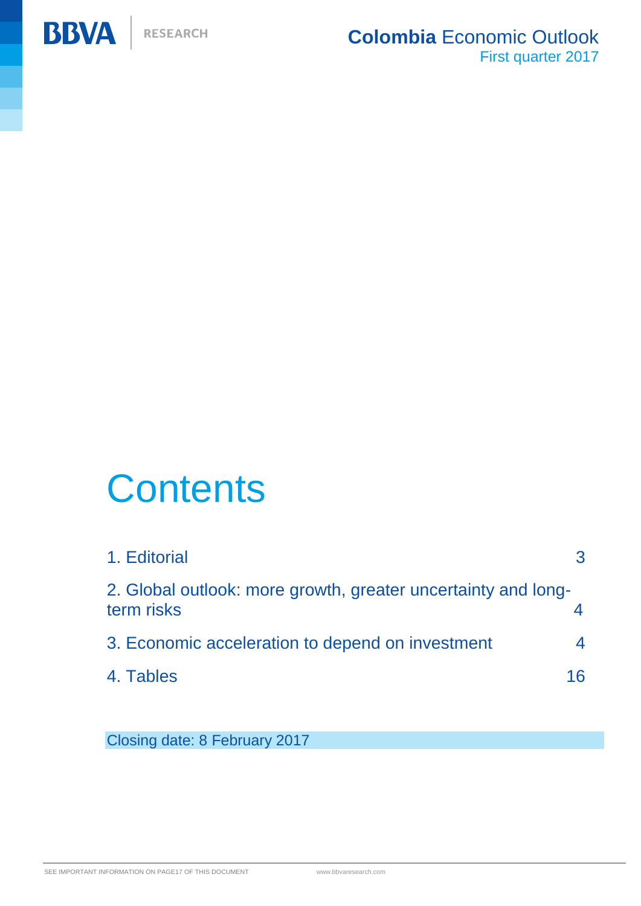# Contents

| | |
|---|---|
| 1. Editorial | 3 |
| 2. Global outlook: more growth, greater uncertainty and long-term risks | 4 |
| 3. Economic acceleration to depend on investment | 4 |
| 4. Tables | 16 |

Closing date: 8 February 2017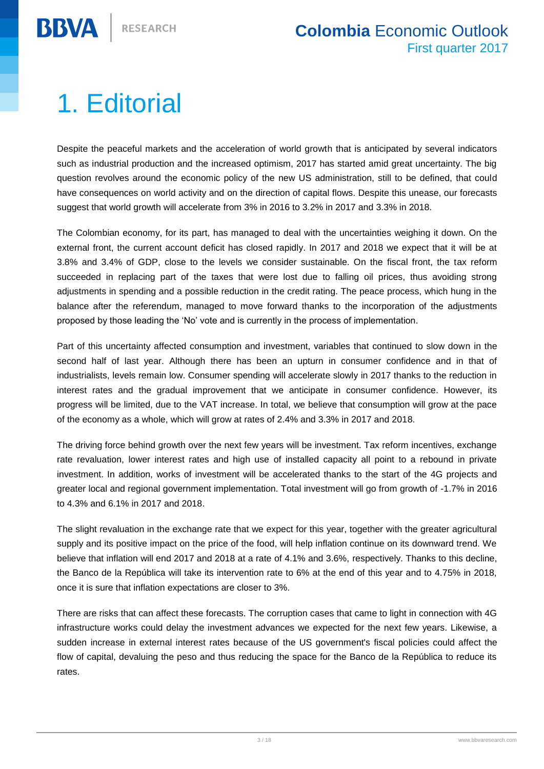# 1. Editorial

Despite the peaceful markets and the acceleration of world growth that is anticipated by several indicators such as industrial production and the increased optimism, 2017 has started amid great uncertainty. The big question revolves around the economic policy of the new US administration, still to be defined, that could have consequences on world activity and on the direction of capital flows. Despite this unease, our forecasts suggest that world growth will accelerate from 3% in 2016 to 3.2% in 2017 and 3.3% in 2018.

The Colombian economy, for its part, has managed to deal with the uncertainties weighing it down. On the external front, the current account deficit has closed rapidly. In 2017 and 2018 we expect that it will be at 3.8% and 3.4% of GDP, close to the levels we consider sustainable. On the fiscal front, the tax reform succeeded in replacing part of the taxes that were lost due to falling oil prices, thus avoiding strong adjustments in spending and a possible reduction in the credit rating. The peace process, which hung in the balance after the referendum, managed to move forward thanks to the incorporation of the adjustments proposed by those leading the 'No' vote and is currently in the process of implementation.

Part of this uncertainty affected consumption and investment, variables that continued to slow down in the second half of last year. Although there has been an upturn in consumer confidence and in that of industrialists, levels remain low. Consumer spending will accelerate slowly in 2017 thanks to the reduction in interest rates and the gradual improvement that we anticipate in consumer confidence. However, its progress will be limited, due to the VAT increase. In total, we believe that consumption will grow at the pace of the economy as a whole, which will grow at rates of 2.4% and 3.3% in 2017 and 2018.

The driving force behind growth over the next few years will be investment. Tax reform incentives, exchange rate revaluation, lower interest rates and high use of installed capacity all point to a rebound in private investment. In addition, works of investment will be accelerated thanks to the start of the 4G projects and greater local and regional government implementation. Total investment will go from growth of -1.7% in 2016 to 4.3% and 6.1% in 2017 and 2018.

The slight revaluation in the exchange rate that we expect for this year, together with the greater agricultural supply and its positive impact on the price of the food, will help inflation continue on its downward trend. We believe that inflation will end 2017 and 2018 at a rate of 4.1% and 3.6%, respectively. Thanks to this decline, the Banco de la República will take its intervention rate to 6% at the end of this year and to 4.75% in 2018, once it is sure that inflation expectations are closer to 3%.

There are risks that can affect these forecasts. The corruption cases that came to light in connection with 4G infrastructure works could delay the investment advances we expected for the next few years. Likewise, a sudden increase in external interest rates because of the US government's fiscal policies could affect the flow of capital, devaluing the peso and thus reducing the space for the Banco de la República to reduce its rates.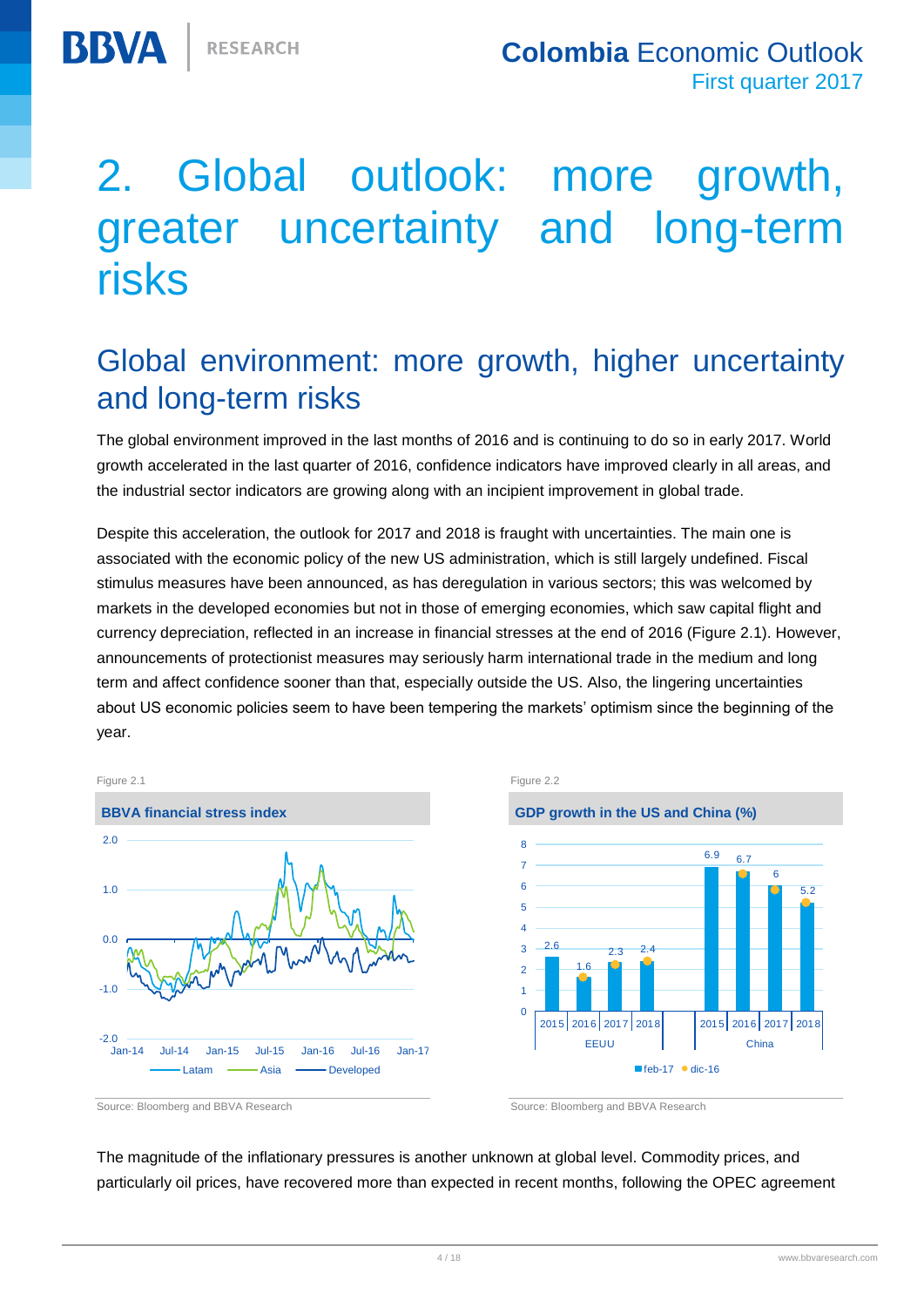// Document 221e8868bb2c, page 4

# 2. Global outlook: more growth, greater uncertainty and long-term risks

## Global environment: more growth, higher uncertainty and long-term risks

The global environment improved in the last months of 2016 and is continuing to do so in early 2017. World growth accelerated in the last quarter of 2016, confidence indicators have improved clearly in all areas, and the industrial sector indicators are growing along with an incipient improvement in global trade.

Despite this acceleration, the outlook for 2017 and 2018 is fraught with uncertainties. The main one is associated with the economic policy of the new US administration, which is still largely undefined. Fiscal stimulus measures have been announced, as has deregulation in various sectors; this was welcomed by markets in the developed economies but not in those of emerging economies, which saw capital flight and currency depreciation, reflected in an increase in financial stresses at the end of 2016 (Figure 2.1). However, announcements of protectionist measures may seriously harm international trade in the medium and long term and affect confidence sooner than that, especially outside the US. Also, the lingering uncertainties about US economic policies seem to have been tempering the markets' optimism since the beginning of the year.

Figure 2.1

**BBVA financial stress index**

Source: Bloomberg and BBVA Research

Figure 2.2

**GDP growth in the US and China (%)**

| | 2015 | 2016 | 2017 | 2018 |
|---|---|---|---|---|
| EEUU | 2.6 | 1.6 | 2.3 | 2.4 |
| China | 6.9 | 6.7 | 6 | 5.2 |

Source: Bloomberg and BBVA Research

The magnitude of the inflationary pressures is another unknown at global level. Commodity prices, and particularly oil prices, have recovered more than expected in recent months, following the OPEC agreement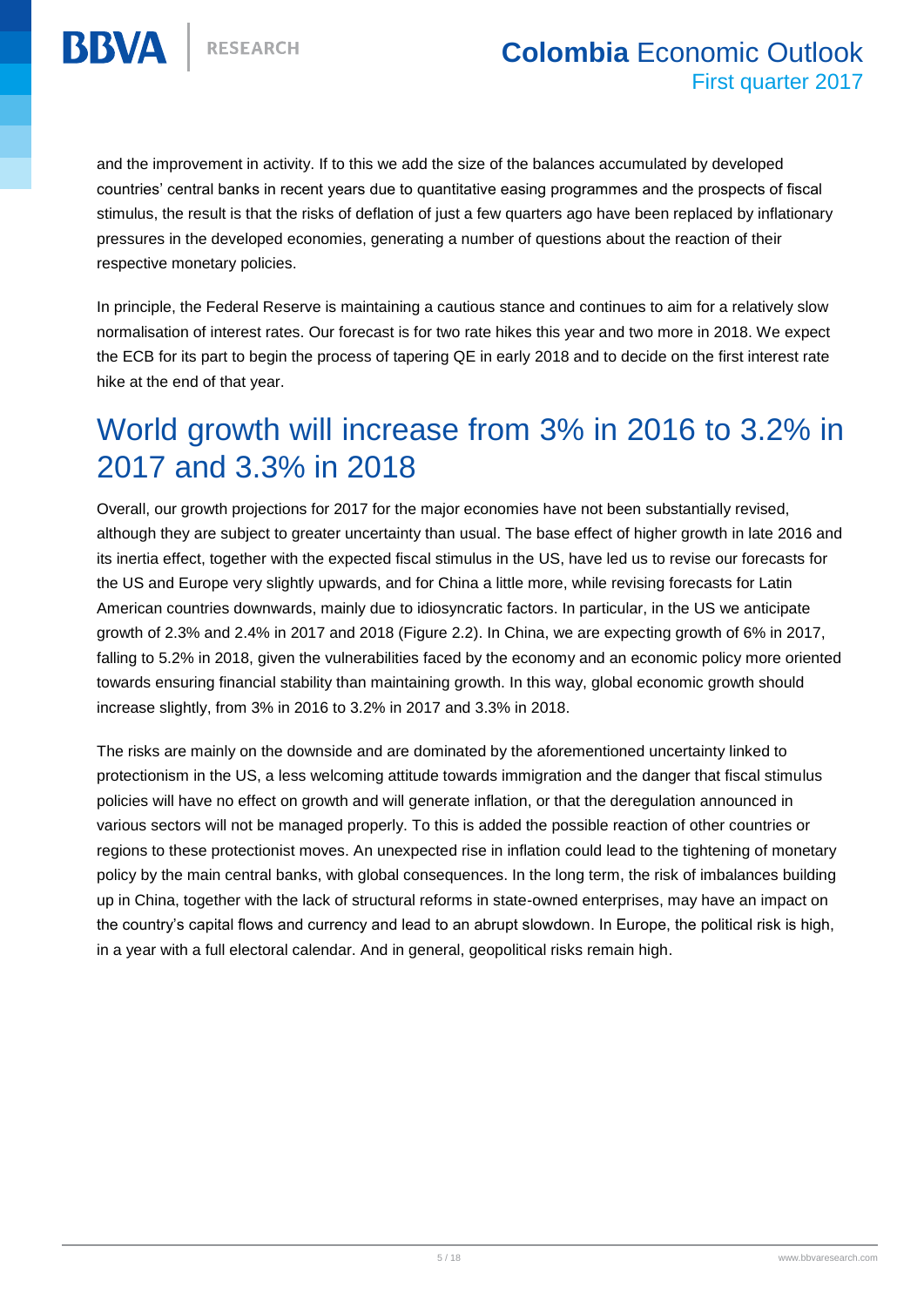and the improvement in activity. If to this we add the size of the balances accumulated by developed countries' central banks in recent years due to quantitative easing programmes and the prospects of fiscal stimulus, the result is that the risks of deflation of just a few quarters ago have been replaced by inflationary pressures in the developed economies, generating a number of questions about the reaction of their respective monetary policies.

In principle, the Federal Reserve is maintaining a cautious stance and continues to aim for a relatively slow normalisation of interest rates. Our forecast is for two rate hikes this year and two more in 2018. We expect the ECB for its part to begin the process of tapering QE in early 2018 and to decide on the first interest rate hike at the end of that year.

## World growth will increase from 3% in 2016 to 3.2% in 2017 and 3.3% in 2018

Overall, our growth projections for 2017 for the major economies have not been substantially revised, although they are subject to greater uncertainty than usual. The base effect of higher growth in late 2016 and its inertia effect, together with the expected fiscal stimulus in the US, have led us to revise our forecasts for the US and Europe very slightly upwards, and for China a little more, while revising forecasts for Latin American countries downwards, mainly due to idiosyncratic factors. In particular, in the US we anticipate growth of 2.3% and 2.4% in 2017 and 2018 (Figure 2.2). In China, we are expecting growth of 6% in 2017, falling to 5.2% in 2018, given the vulnerabilities faced by the economy and an economic policy more oriented towards ensuring financial stability than maintaining growth. In this way, global economic growth should increase slightly, from 3% in 2016 to 3.2% in 2017 and 3.3% in 2018.

The risks are mainly on the downside and are dominated by the aforementioned uncertainty linked to protectionism in the US, a less welcoming attitude towards immigration and the danger that fiscal stimulus policies will have no effect on growth and will generate inflation, or that the deregulation announced in various sectors will not be managed properly. To this is added the possible reaction of other countries or regions to these protectionist moves. An unexpected rise in inflation could lead to the tightening of monetary policy by the main central banks, with global consequences. In the long term, the risk of imbalances building up in China, together with the lack of structural reforms in state-owned enterprises, may have an impact on the country's capital flows and currency and lead to an abrupt slowdown. In Europe, the political risk is high, in a year with a full electoral calendar. And in general, geopolitical risks remain high.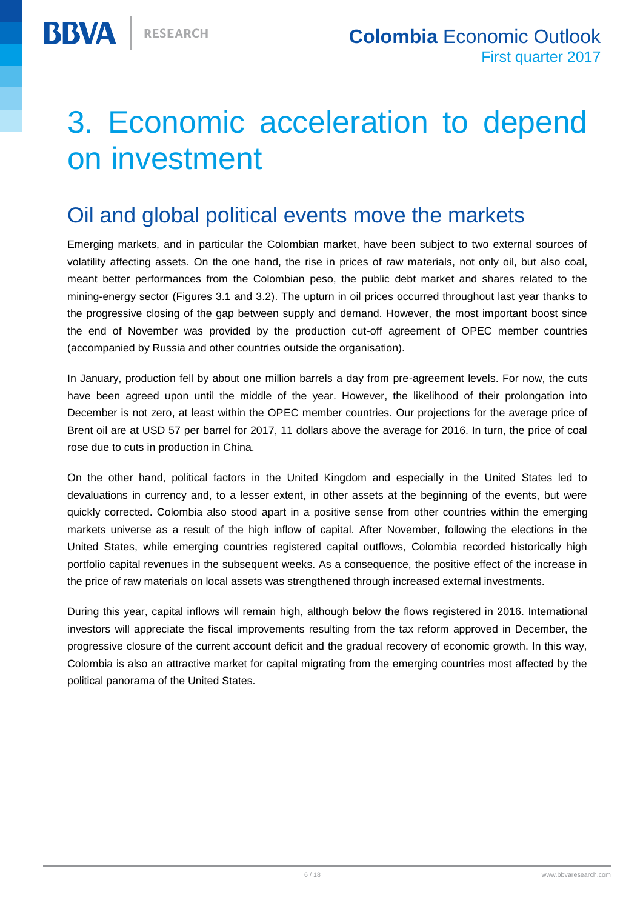# 3. Economic acceleration to depend on investment

## Oil and global political events move the markets

Emerging markets, and in particular the Colombian market, have been subject to two external sources of volatility affecting assets. On the one hand, the rise in prices of raw materials, not only oil, but also coal, meant better performances from the Colombian peso, the public debt market and shares related to the mining-energy sector (Figures 3.1 and 3.2). The upturn in oil prices occurred throughout last year thanks to the progressive closing of the gap between supply and demand. However, the most important boost since the end of November was provided by the production cut-off agreement of OPEC member countries (accompanied by Russia and other countries outside the organisation).

In January, production fell by about one million barrels a day from pre-agreement levels. For now, the cuts have been agreed upon until the middle of the year. However, the likelihood of their prolongation into December is not zero, at least within the OPEC member countries. Our projections for the average price of Brent oil are at USD 57 per barrel for 2017, 11 dollars above the average for 2016. In turn, the price of coal rose due to cuts in production in China.

On the other hand, political factors in the United Kingdom and especially in the United States led to devaluations in currency and, to a lesser extent, in other assets at the beginning of the events, but were quickly corrected. Colombia also stood apart in a positive sense from other countries within the emerging markets universe as a result of the high inflow of capital. After November, following the elections in the United States, while emerging countries registered capital outflows, Colombia recorded historically high portfolio capital revenues in the subsequent weeks. As a consequence, the positive effect of the increase in the price of raw materials on local assets was strengthened through increased external investments.

During this year, capital inflows will remain high, although below the flows registered in 2016. International investors will appreciate the fiscal improvements resulting from the tax reform approved in December, the progressive closure of the current account deficit and the gradual recovery of economic growth. In this way, Colombia is also an attractive market for capital migrating from the emerging countries most affected by the political panorama of the United States.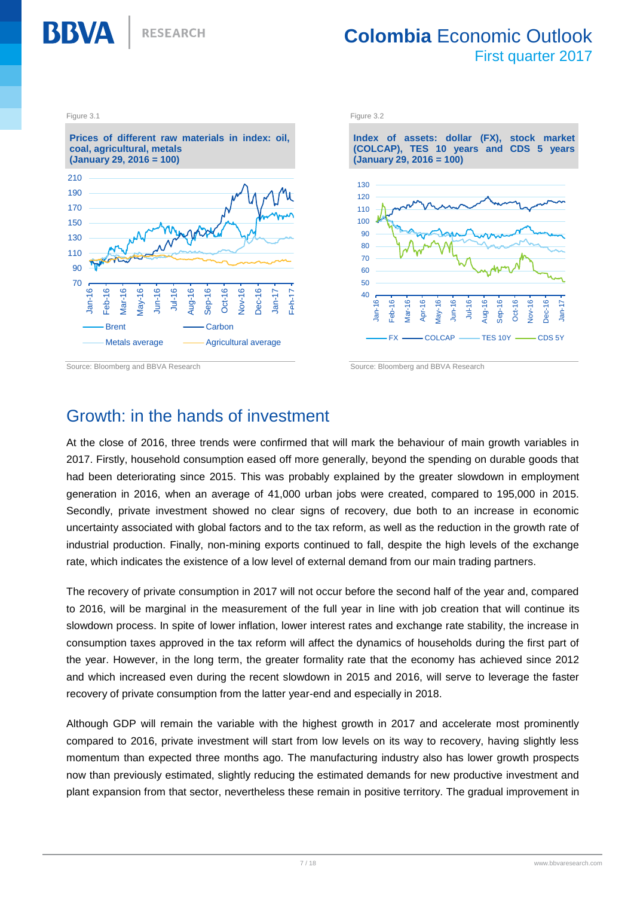Figure 3.1

**Prices of different raw materials in index: oil, coal, agricultural, metals (January 29, 2016 = 100)**

Source: Bloomberg and BBVA Research

Figure 3.2

**Index of assets: dollar (FX), stock market (COLCAP), TES 10 years and CDS 5 years (January 29, 2016 = 100)**

Source: Bloomberg and BBVA Research

## Growth: in the hands of investment

At the close of 2016, three trends were confirmed that will mark the behaviour of main growth variables in 2017. Firstly, household consumption eased off more generally, beyond the spending on durable goods that had been deteriorating since 2015. This was probably explained by the greater slowdown in employment generation in 2016, when an average of 41,000 urban jobs were created, compared to 195,000 in 2015. Secondly, private investment showed no clear signs of recovery, due both to an increase in economic uncertainty associated with global factors and to the tax reform, as well as the reduction in the growth rate of industrial production. Finally, non-mining exports continued to fall, despite the high levels of the exchange rate, which indicates the existence of a low level of external demand from our main trading partners.

The recovery of private consumption in 2017 will not occur before the second half of the year and, compared to 2016, will be marginal in the measurement of the full year in line with job creation that will continue its slowdown process. In spite of lower inflation, lower interest rates and exchange rate stability, the increase in consumption taxes approved in the tax reform will affect the dynamics of households during the first part of the year. However, in the long term, the greater formality rate that the economy has achieved since 2012 and which increased even during the recent slowdown in 2015 and 2016, will serve to leverage the faster recovery of private consumption from the latter year-end and especially in 2018.

Although GDP will remain the variable with the highest growth in 2017 and accelerate most prominently compared to 2016, private investment will start from low levels on its way to recovery, having slightly less momentum than expected three months ago. The manufacturing industry also has lower growth prospects now than previously estimated, slightly reducing the estimated demands for new productive investment and plant expansion from that sector, nevertheless these remain in positive territory. The gradual improvement in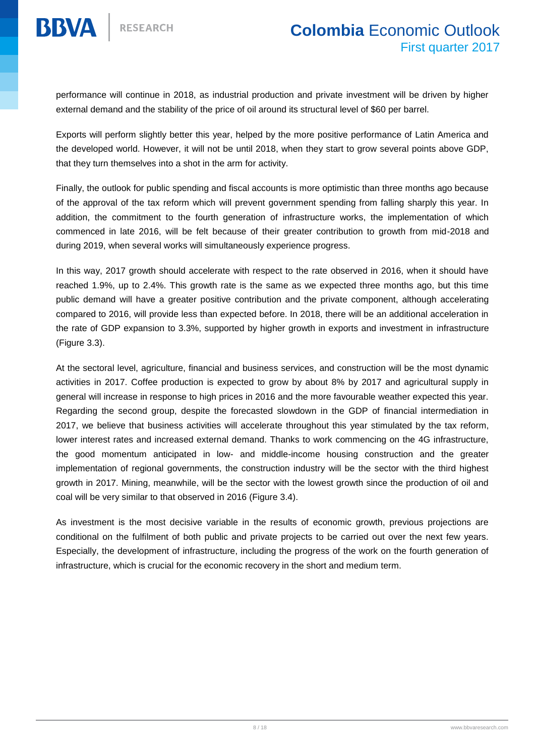performance will continue in 2018, as industrial production and private investment will be driven by higher external demand and the stability of the price of oil around its structural level of $60 per barrel.

Exports will perform slightly better this year, helped by the more positive performance of Latin America and the developed world. However, it will not be until 2018, when they start to grow several points above GDP, that they turn themselves into a shot in the arm for activity.

Finally, the outlook for public spending and fiscal accounts is more optimistic than three months ago because of the approval of the tax reform which will prevent government spending from falling sharply this year. In addition, the commitment to the fourth generation of infrastructure works, the implementation of which commenced in late 2016, will be felt because of their greater contribution to growth from mid-2018 and during 2019, when several works will simultaneously experience progress.

In this way, 2017 growth should accelerate with respect to the rate observed in 2016, when it should have reached 1.9%, up to 2.4%. This growth rate is the same as we expected three months ago, but this time public demand will have a greater positive contribution and the private component, although accelerating compared to 2016, will provide less than expected before. In 2018, there will be an additional acceleration in the rate of GDP expansion to 3.3%, supported by higher growth in exports and investment in infrastructure (Figure 3.3).

At the sectoral level, agriculture, financial and business services, and construction will be the most dynamic activities in 2017. Coffee production is expected to grow by about 8% by 2017 and agricultural supply in general will increase in response to high prices in 2016 and the more favourable weather expected this year. Regarding the second group, despite the forecasted slowdown in the GDP of financial intermediation in 2017, we believe that business activities will accelerate throughout this year stimulated by the tax reform, lower interest rates and increased external demand. Thanks to work commencing on the 4G infrastructure, the good momentum anticipated in low- and middle-income housing construction and the greater implementation of regional governments, the construction industry will be the sector with the third highest growth in 2017. Mining, meanwhile, will be the sector with the lowest growth since the production of oil and coal will be very similar to that observed in 2016 (Figure 3.4).

As investment is the most decisive variable in the results of economic growth, previous projections are conditional on the fulfilment of both public and private projects to be carried out over the next few years. Especially, the development of infrastructure, including the progress of the work on the fourth generation of infrastructure, which is crucial for the economic recovery in the short and medium term.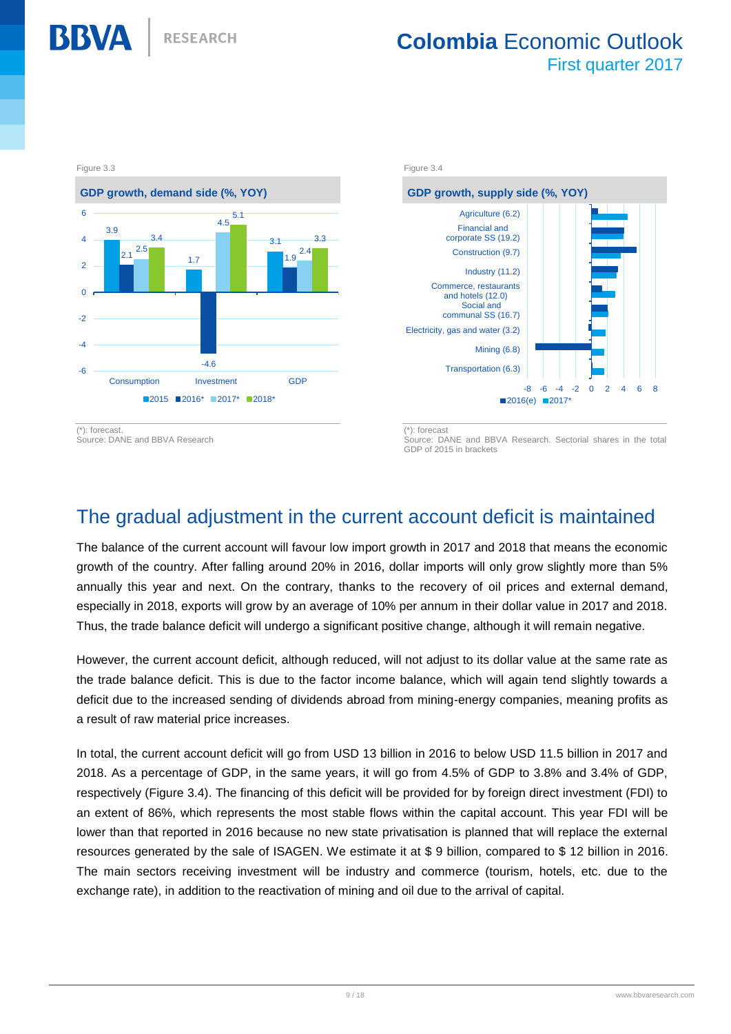Figure 3.3

**GDP growth, demand side (%, YOY)**

| | 2015 | 2016* | 2017* | 2018* |
|---|---|---|---|---|
| Consumption | 3.9 | 2.1 | 2.5 | 3.4 |
| Investment | 1.7 | -4.6 | 4.5 | 5.1 |
| GDP | 3.1 | 1.9 | 2.4 | 3.3 |

(*): forecast.
Source: DANE and BBVA Research

Figure 3.4

**GDP growth, supply side (%, YOY)**

Sectors: Agriculture (6.2); Financial and corporate SS (19.2); Construction (9.7); Industry (11.2); Commerce, restaurants and hotels (12.0); Social and communal SS (16.7); Electricity, gas and water (3.2); Mining (6.8); Transportation (6.3)

Legend: 2016(e), 2017*

(*): forecast
Source: DANE and BBVA Research. Sectorial shares in the total GDP of 2015 in brackets

## The gradual adjustment in the current account deficit is maintained

The balance of the current account will favour low import growth in 2017 and 2018 that means the economic growth of the country. After falling around 20% in 2016, dollar imports will only grow slightly more than 5% annually this year and next. On the contrary, thanks to the recovery of oil prices and external demand, especially in 2018, exports will grow by an average of 10% per annum in their dollar value in 2017 and 2018. Thus, the trade balance deficit will undergo a significant positive change, although it will remain negative.

However, the current account deficit, although reduced, will not adjust to its dollar value at the same rate as the trade balance deficit. This is due to the factor income balance, which will again tend slightly towards a deficit due to the increased sending of dividends abroad from mining-energy companies, meaning profits as a result of raw material price increases.

In total, the current account deficit will go from USD 13 billion in 2016 to below USD 11.5 billion in 2017 and 2018. As a percentage of GDP, in the same years, it will go from 4.5% of GDP to 3.8% and 3.4% of GDP, respectively (Figure 3.4). The financing of this deficit will be provided for by foreign direct investment (FDI) to an extent of 86%, which represents the most stable flows within the capital account. This year FDI will be lower than that reported in 2016 because no new state privatisation is planned that will replace the external resources generated by the sale of ISAGEN. We estimate it at $ 9 billion, compared to $ 12 billion in 2016. The main sectors receiving investment will be industry and commerce (tourism, hotels, etc. due to the exchange rate), in addition to the reactivation of mining and oil due to the arrival of capital.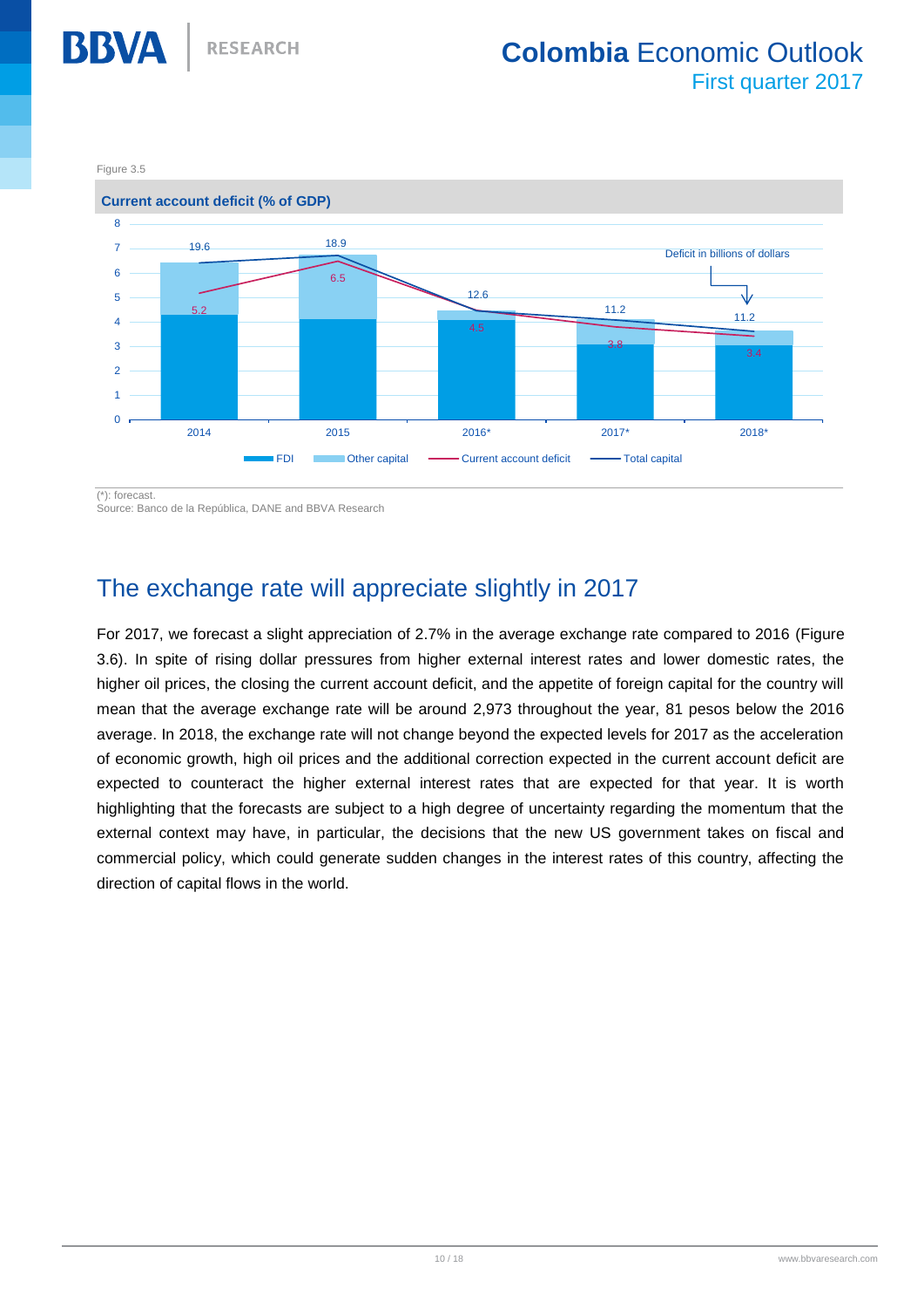Figure 3.5

**Current account deficit (% of GDP)**

| | 2014 | 2015 | 2016* | 2017* | 2018* |
|---|---|---|---|---|---|
| Current account deficit | 5.2 | 6.5 | 4.5 | 3.8 | 3.4 |
| Deficit in billions of dollars | 19.6 | 18.9 | 12.6 | 11.2 | 11.2 |

Legend: FDI, Other capital, Current account deficit, Total capital

(*): forecast.
Source: Banco de la República, DANE and BBVA Research

## The exchange rate will appreciate slightly in 2017

For 2017, we forecast a slight appreciation of 2.7% in the average exchange rate compared to 2016 (Figure 3.6). In spite of rising dollar pressures from higher external interest rates and lower domestic rates, the higher oil prices, the closing the current account deficit, and the appetite of foreign capital for the country will mean that the average exchange rate will be around 2,973 throughout the year, 81 pesos below the 2016 average. In 2018, the exchange rate will not change beyond the expected levels for 2017 as the acceleration of economic growth, high oil prices and the additional correction expected in the current account deficit are expected to counteract the higher external interest rates that are expected for that year. It is worth highlighting that the forecasts are subject to a high degree of uncertainty regarding the momentum that the external context may have, in particular, the decisions that the new US government takes on fiscal and commercial policy, which could generate sudden changes in the interest rates of this country, affecting the direction of capital flows in the world.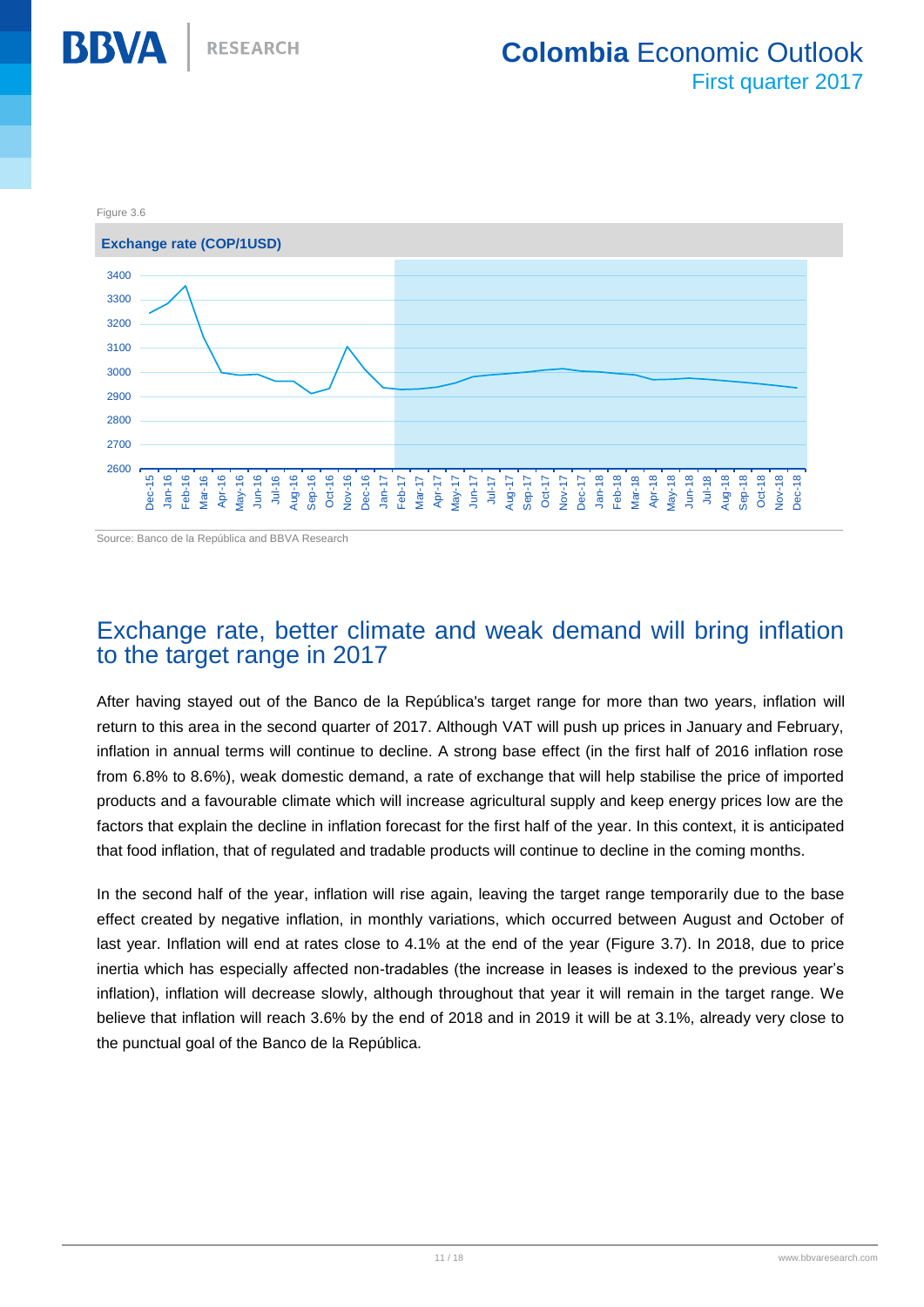Figure 3.6

**Exchange rate (COP/1USD)**

Source: Banco de la República and BBVA Research

## Exchange rate, better climate and weak demand will bring inflation to the target range in 2017

After having stayed out of the Banco de la República's target range for more than two years, inflation will return to this area in the second quarter of 2017. Although VAT will push up prices in January and February, inflation in annual terms will continue to decline. A strong base effect (in the first half of 2016 inflation rose from 6.8% to 8.6%), weak domestic demand, a rate of exchange that will help stabilise the price of imported products and a favourable climate which will increase agricultural supply and keep energy prices low are the factors that explain the decline in inflation forecast for the first half of the year. In this context, it is anticipated that food inflation, that of regulated and tradable products will continue to decline in the coming months.

In the second half of the year, inflation will rise again, leaving the target range temporarily due to the base effect created by negative inflation, in monthly variations, which occurred between August and October of last year. Inflation will end at rates close to 4.1% at the end of the year (Figure 3.7). In 2018, due to price inertia which has especially affected non-tradables (the increase in leases is indexed to the previous year's inflation), inflation will decrease slowly, although throughout that year it will remain in the target range. We believe that inflation will reach 3.6% by the end of 2018 and in 2019 it will be at 3.1%, already very close to the punctual goal of the Banco de la República.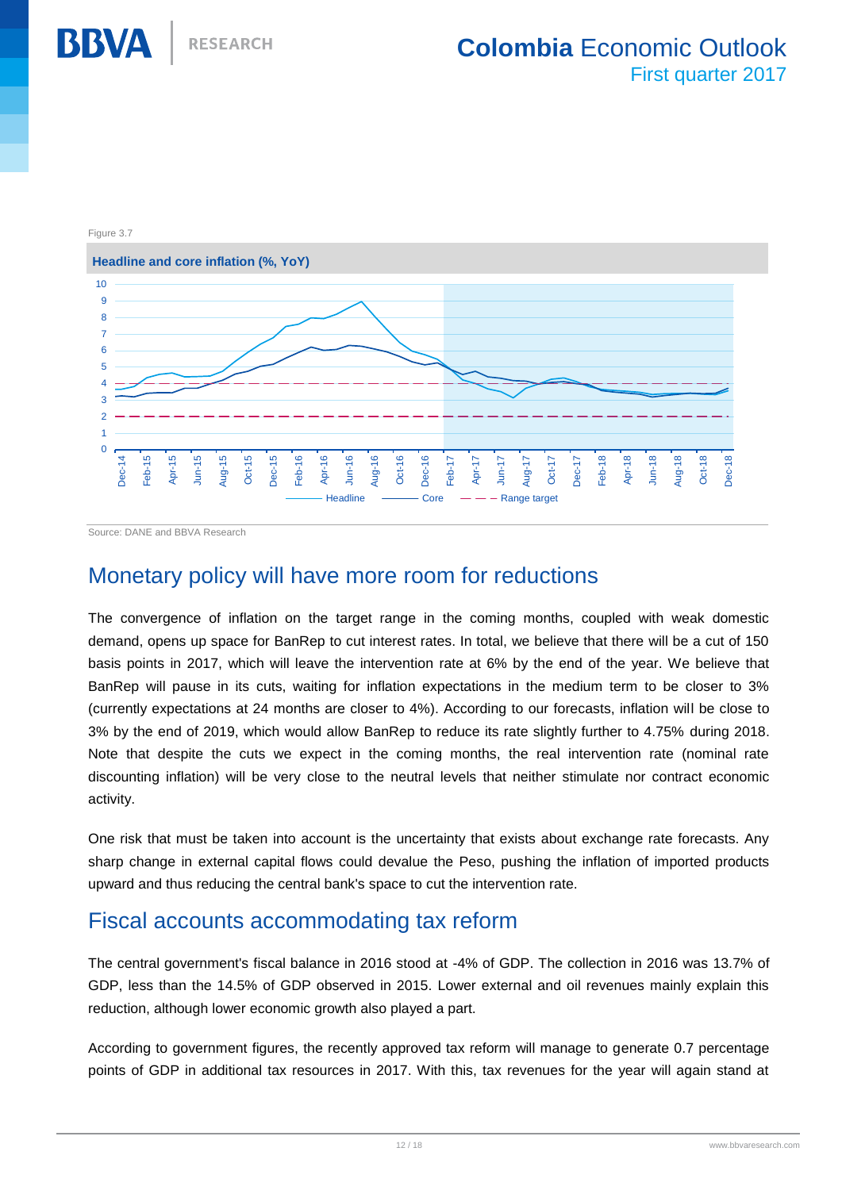Figure 3.7

**Headline and core inflation (%, YoY)**

Source: DANE and BBVA Research

## Monetary policy will have more room for reductions

The convergence of inflation on the target range in the coming months, coupled with weak domestic demand, opens up space for BanRep to cut interest rates. In total, we believe that there will be a cut of 150 basis points in 2017, which will leave the intervention rate at 6% by the end of the year. We believe that BanRep will pause in its cuts, waiting for inflation expectations in the medium term to be closer to 3% (currently expectations at 24 months are closer to 4%). According to our forecasts, inflation will be close to 3% by the end of 2019, which would allow BanRep to reduce its rate slightly further to 4.75% during 2018. Note that despite the cuts we expect in the coming months, the real intervention rate (nominal rate discounting inflation) will be very close to the neutral levels that neither stimulate nor contract economic activity.

One risk that must be taken into account is the uncertainty that exists about exchange rate forecasts. Any sharp change in external capital flows could devalue the Peso, pushing the inflation of imported products upward and thus reducing the central bank's space to cut the intervention rate.

## Fiscal accounts accommodating tax reform

The central government's fiscal balance in 2016 stood at -4% of GDP. The collection in 2016 was 13.7% of GDP, less than the 14.5% of GDP observed in 2015. Lower external and oil revenues mainly explain this reduction, although lower economic growth also played a part.

According to government figures, the recently approved tax reform will manage to generate 0.7 percentage points of GDP in additional tax resources in 2017. With this, tax revenues for the year will again stand at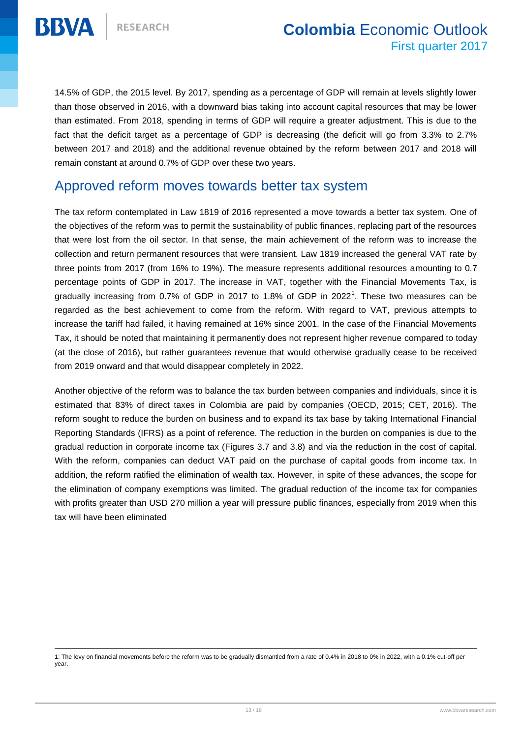14.5% of GDP, the 2015 level. By 2017, spending as a percentage of GDP will remain at levels slightly lower than those observed in 2016, with a downward bias taking into account capital resources that may be lower than estimated. From 2018, spending in terms of GDP will require a greater adjustment. This is due to the fact that the deficit target as a percentage of GDP is decreasing (the deficit will go from 3.3% to 2.7% between 2017 and 2018) and the additional revenue obtained by the reform between 2017 and 2018 will remain constant at around 0.7% of GDP over these two years.

## Approved reform moves towards better tax system

The tax reform contemplated in Law 1819 of 2016 represented a move towards a better tax system. One of the objectives of the reform was to permit the sustainability of public finances, replacing part of the resources that were lost from the oil sector. In that sense, the main achievement of the reform was to increase the collection and return permanent resources that were transient. Law 1819 increased the general VAT rate by three points from 2017 (from 16% to 19%). The measure represents additional resources amounting to 0.7 percentage points of GDP in 2017. The increase in VAT, together with the Financial Movements Tax, is gradually increasing from 0.7% of GDP in 2017 to 1.8% of GDP in 2022[1]. These two measures can be regarded as the best achievement to come from the reform. With regard to VAT, previous attempts to increase the tariff had failed, it having remained at 16% since 2001. In the case of the Financial Movements Tax, it should be noted that maintaining it permanently does not represent higher revenue compared to today (at the close of 2016), but rather guarantees revenue that would otherwise gradually cease to be received from 2019 onward and that would disappear completely in 2022.

Another objective of the reform was to balance the tax burden between companies and individuals, since it is estimated that 83% of direct taxes in Colombia are paid by companies (OECD, 2015; CET, 2016). The reform sought to reduce the burden on business and to expand its tax base by taking International Financial Reporting Standards (IFRS) as a point of reference. The reduction in the burden on companies is due to the gradual reduction in corporate income tax (Figures 3.7 and 3.8) and via the reduction in the cost of capital. With the reform, companies can deduct VAT paid on the purchase of capital goods from income tax. In addition, the reform ratified the elimination of wealth tax. However, in spite of these advances, the scope for the elimination of company exemptions was limited. The gradual reduction of the income tax for companies with profits greater than USD 270 million a year will pressure public finances, especially from 2019 when this tax will have been eliminated

---

1: The levy on financial movements before the reform was to be gradually dismantled from a rate of 0.4% in 2018 to 0% in 2022, with a 0.1% cut-off per year.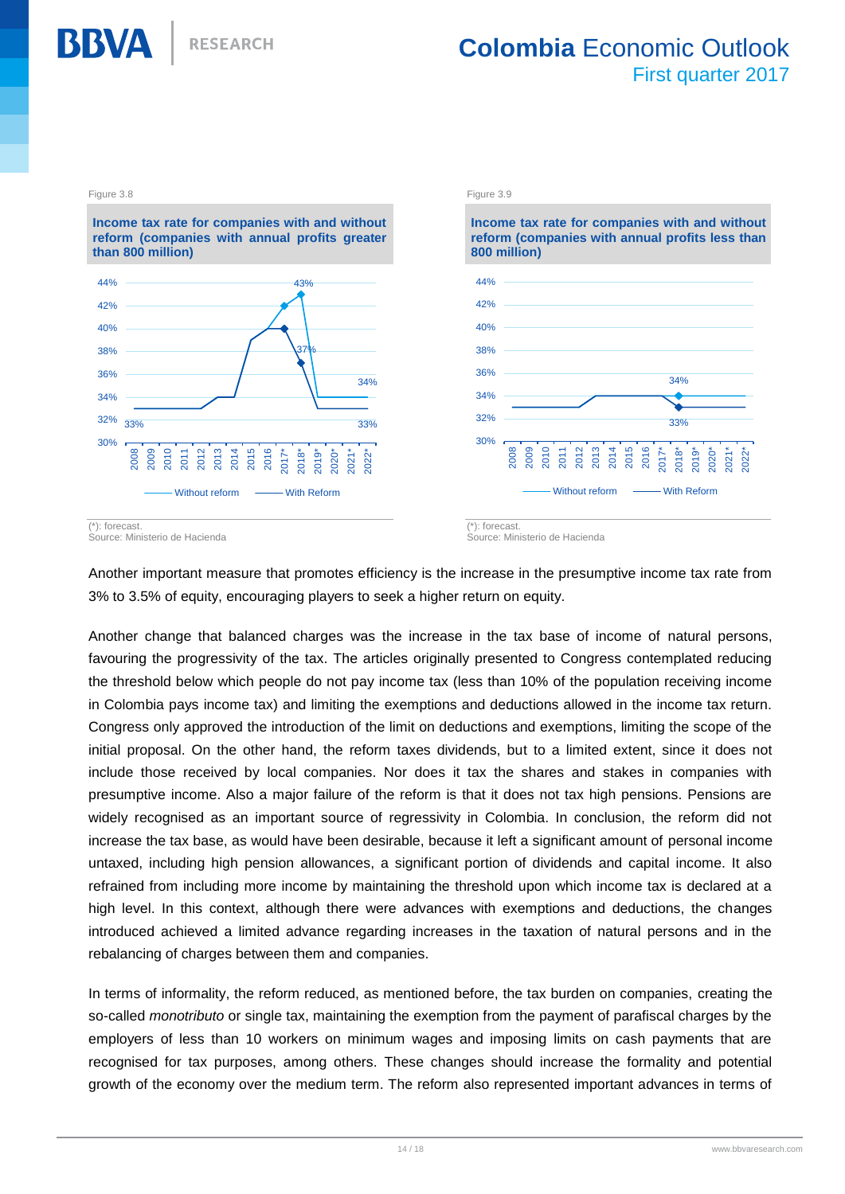Figure 3.8

**Income tax rate for companies with and without reform (companies with annual profits greater than 800 million)**

(*): forecast.
Source: Ministerio de Hacienda

Figure 3.9

**Income tax rate for companies with and without reform (companies with annual profits less than 800 million)**

(*): forecast.
Source: Ministerio de Hacienda

Another important measure that promotes efficiency is the increase in the presumptive income tax rate from 3% to 3.5% of equity, encouraging players to seek a higher return on equity.

Another change that balanced charges was the increase in the tax base of income of natural persons, favouring the progressivity of the tax. The articles originally presented to Congress contemplated reducing the threshold below which people do not pay income tax (less than 10% of the population receiving income in Colombia pays income tax) and limiting the exemptions and deductions allowed in the income tax return. Congress only approved the introduction of the limit on deductions and exemptions, limiting the scope of the initial proposal. On the other hand, the reform taxes dividends, but to a limited extent, since it does not include those received by local companies. Nor does it tax the shares and stakes in companies with presumptive income. Also a major failure of the reform is that it does not tax high pensions. Pensions are widely recognised as an important source of regressivity in Colombia. In conclusion, the reform did not increase the tax base, as would have been desirable, because it left a significant amount of personal income untaxed, including high pension allowances, a significant portion of dividends and capital income. It also refrained from including more income by maintaining the threshold upon which income tax is declared at a high level. In this context, although there were advances with exemptions and deductions, the changes introduced achieved a limited advance regarding increases in the taxation of natural persons and in the rebalancing of charges between them and companies.

In terms of informality, the reform reduced, as mentioned before, the tax burden on companies, creating the so-called *monotributo* or single tax, maintaining the exemption from the payment of parafiscal charges by the employers of less than 10 workers on minimum wages and imposing limits on cash payments that are recognised for tax purposes, among others. These changes should increase the formality and potential growth of the economy over the medium term. The reform also represented important advances in terms of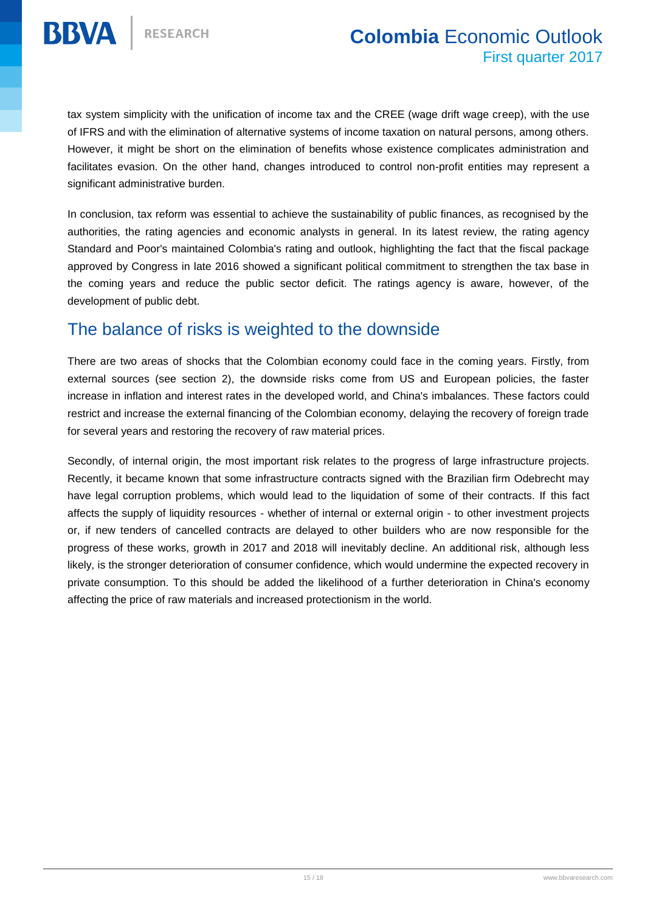tax system simplicity with the unification of income tax and the CREE (wage drift wage creep), with the use of IFRS and with the elimination of alternative systems of income taxation on natural persons, among others. However, it might be short on the elimination of benefits whose existence complicates administration and facilitates evasion. On the other hand, changes introduced to control non-profit entities may represent a significant administrative burden.

In conclusion, tax reform was essential to achieve the sustainability of public finances, as recognised by the authorities, the rating agencies and economic analysts in general. In its latest review, the rating agency Standard and Poor's maintained Colombia's rating and outlook, highlighting the fact that the fiscal package approved by Congress in late 2016 showed a significant political commitment to strengthen the tax base in the coming years and reduce the public sector deficit. The ratings agency is aware, however, of the development of public debt.

## The balance of risks is weighted to the downside

There are two areas of shocks that the Colombian economy could face in the coming years. Firstly, from external sources (see section 2), the downside risks come from US and European policies, the faster increase in inflation and interest rates in the developed world, and China's imbalances. These factors could restrict and increase the external financing of the Colombian economy, delaying the recovery of foreign trade for several years and restoring the recovery of raw material prices.

Secondly, of internal origin, the most important risk relates to the progress of large infrastructure projects. Recently, it became known that some infrastructure contracts signed with the Brazilian firm Odebrecht may have legal corruption problems, which would lead to the liquidation of some of their contracts. If this fact affects the supply of liquidity resources - whether of internal or external origin - to other investment projects or, if new tenders of cancelled contracts are delayed to other builders who are now responsible for the progress of these works, growth in 2017 and 2018 will inevitably decline. An additional risk, although less likely, is the stronger deterioration of consumer confidence, which would undermine the expected recovery in private consumption. To this should be added the likelihood of a further deterioration in China's economy affecting the price of raw materials and increased protectionism in the world.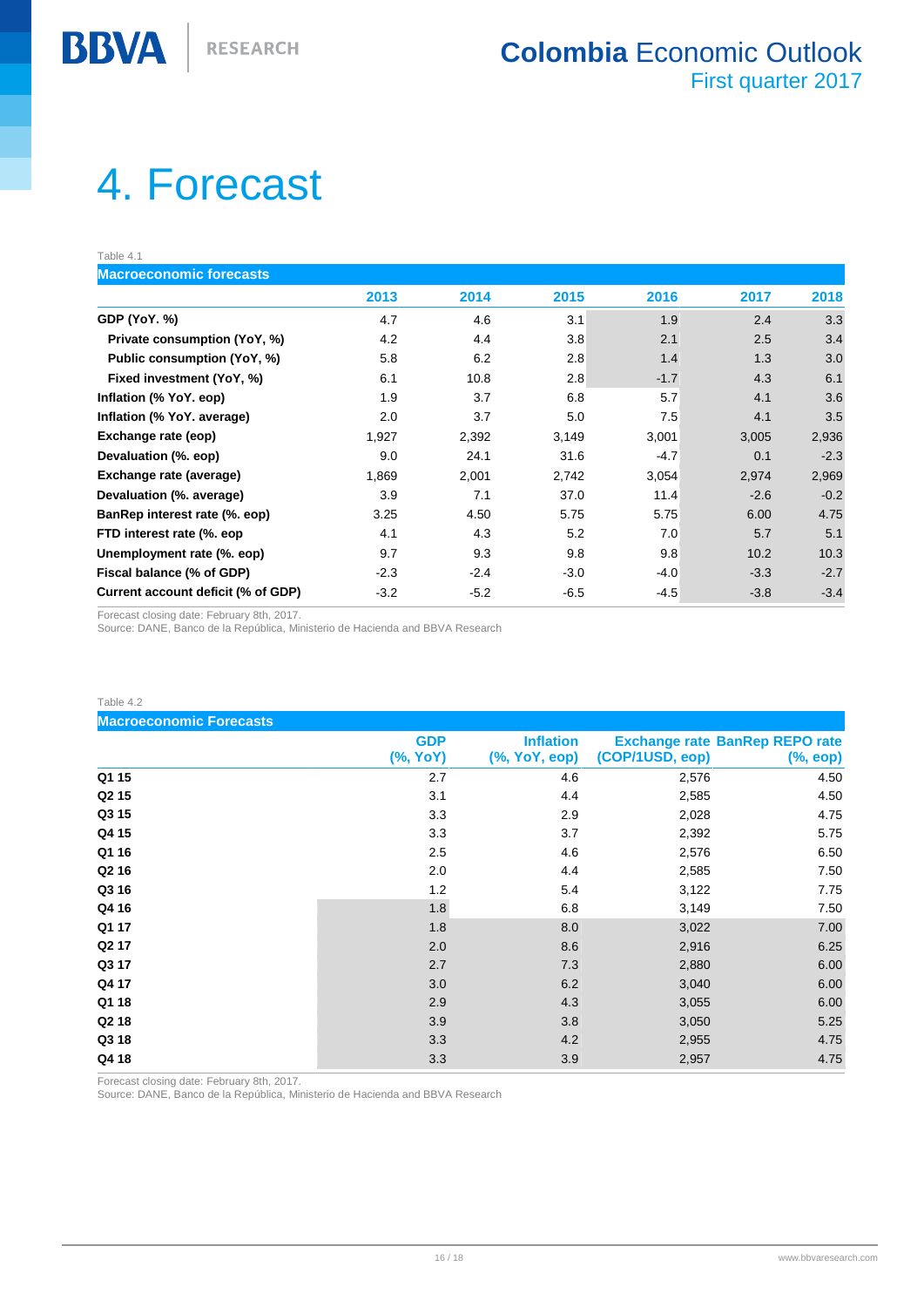# 4. Forecast

Table 4.1

**Macroeconomic forecasts**

| | 2013 | 2014 | 2015 | 2016 | 2017 | 2018 |
|---|---|---|---|---|---|---|
| **GDP (YoY. %)** | 4.7 | 4.6 | 3.1 | 1.9 | 2.4 | 3.3 |
| **Private consumption (YoY, %)** | 4.2 | 4.4 | 3.8 | 2.1 | 2.5 | 3.4 |
| **Public consumption (YoY, %)** | 5.8 | 6.2 | 2.8 | 1.4 | 1.3 | 3.0 |
| **Fixed investment (YoY, %)** | 6.1 | 10.8 | 2.8 | -1.7 | 4.3 | 6.1 |
| **Inflation (% YoY. eop)** | 1.9 | 3.7 | 6.8 | 5.7 | 4.1 | 3.6 |
| **Inflation (% YoY. average)** | 2.0 | 3.7 | 5.0 | 7.5 | 4.1 | 3.5 |
| **Exchange rate (eop)** | 1,927 | 2,392 | 3,149 | 3,001 | 3,005 | 2,936 |
| **Devaluation (%. eop)** | 9.0 | 24.1 | 31.6 | -4.7 | 0.1 | -2.3 |
| **Exchange rate (average)** | 1,869 | 2,001 | 2,742 | 3,054 | 2,974 | 2,969 |
| **Devaluation (%. average)** | 3.9 | 7.1 | 37.0 | 11.4 | -2.6 | -0.2 |
| **BanRep interest rate (%. eop)** | 3.25 | 4.50 | 5.75 | 5.75 | 6.00 | 4.75 |
| **FTD interest rate (%. eop** | 4.1 | 4.3 | 5.2 | 7.0 | 5.7 | 5.1 |
| **Unemployment rate (%. eop)** | 9.7 | 9.3 | 9.8 | 9.8 | 10.2 | 10.3 |
| **Fiscal balance (% of GDP)** | -2.3 | -2.4 | -3.0 | -4.0 | -3.3 | -2.7 |
| **Current account deficit (% of GDP)** | -3.2 | -5.2 | -6.5 | -4.5 | -3.8 | -3.4 |

Forecast closing date: February 8th, 2017.
Source: DANE, Banco de la República, Ministerio de Hacienda and BBVA Research

Table 4.2

**Macroeconomic Forecasts**

| | GDP (%, YoY) | Inflation (%, YoY, eop) | Exchange rate (COP/1USD, eop) | BanRep REPO rate (%, eop) |
|---|---|---|---|---|
| **Q1 15** | 2.7 | 4.6 | 2,576 | 4.50 |
| **Q2 15** | 3.1 | 4.4 | 2,585 | 4.50 |
| **Q3 15** | 3.3 | 2.9 | 2,028 | 4.75 |
| **Q4 15** | 3.3 | 3.7 | 2,392 | 5.75 |
| **Q1 16** | 2.5 | 4.6 | 2,576 | 6.50 |
| **Q2 16** | 2.0 | 4.4 | 2,585 | 7.50 |
| **Q3 16** | 1.2 | 5.4 | 3,122 | 7.75 |
| **Q4 16** | 1.8 | 6.8 | 3,149 | 7.50 |
| **Q1 17** | 1.8 | 8.0 | 3,022 | 7.00 |
| **Q2 17** | 2.0 | 8.6 | 2,916 | 6.25 |
| **Q3 17** | 2.7 | 7.3 | 2,880 | 6.00 |
| **Q4 17** | 3.0 | 6.2 | 3,040 | 6.00 |
| **Q1 18** | 2.9 | 4.3 | 3,055 | 6.00 |
| **Q2 18** | 3.9 | 3.8 | 3,050 | 5.25 |
| **Q3 18** | 3.3 | 4.2 | 2,955 | 4.75 |
| **Q4 18** | 3.3 | 3.9 | 2,957 | 4.75 |

Forecast closing date: February 8th, 2017.
Source: DANE, Banco de la República, Ministerio de Hacienda and BBVA Research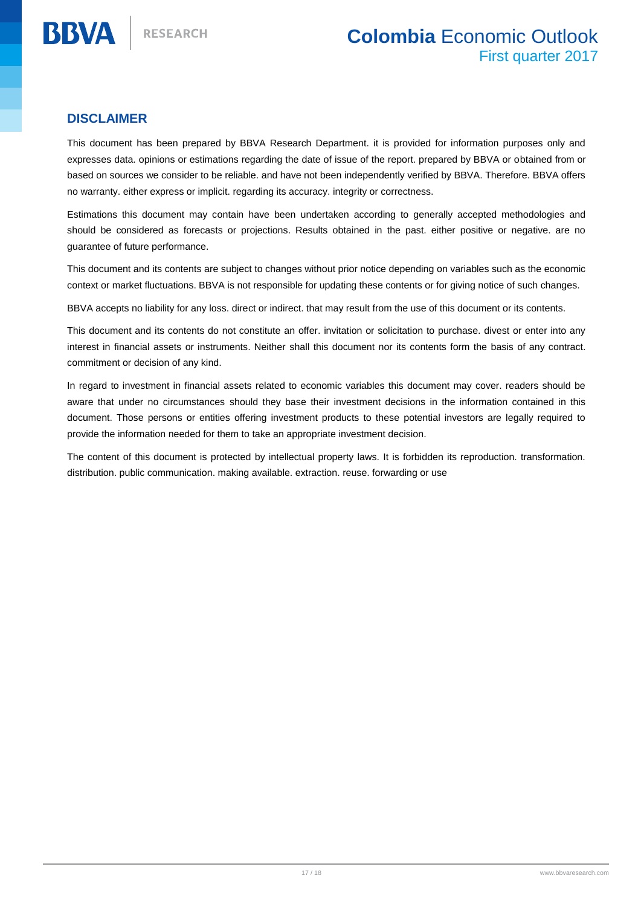## DISCLAIMER

This document has been prepared by BBVA Research Department. it is provided for information purposes only and expresses data. opinions or estimations regarding the date of issue of the report. prepared by BBVA or obtained from or based on sources we consider to be reliable. and have not been independently verified by BBVA. Therefore. BBVA offers no warranty. either express or implicit. regarding its accuracy. integrity or correctness.

Estimations this document may contain have been undertaken according to generally accepted methodologies and should be considered as forecasts or projections. Results obtained in the past. either positive or negative. are no guarantee of future performance.

This document and its contents are subject to changes without prior notice depending on variables such as the economic context or market fluctuations. BBVA is not responsible for updating these contents or for giving notice of such changes.

BBVA accepts no liability for any loss. direct or indirect. that may result from the use of this document or its contents.

This document and its contents do not constitute an offer. invitation or solicitation to purchase. divest or enter into any interest in financial assets or instruments. Neither shall this document nor its contents form the basis of any contract. commitment or decision of any kind.

In regard to investment in financial assets related to economic variables this document may cover. readers should be aware that under no circumstances should they base their investment decisions in the information contained in this document. Those persons or entities offering investment products to these potential investors are legally required to provide the information needed for them to take an appropriate investment decision.

The content of this document is protected by intellectual property laws. It is forbidden its reproduction. transformation. distribution. public communication. making available. extraction. reuse. forwarding or use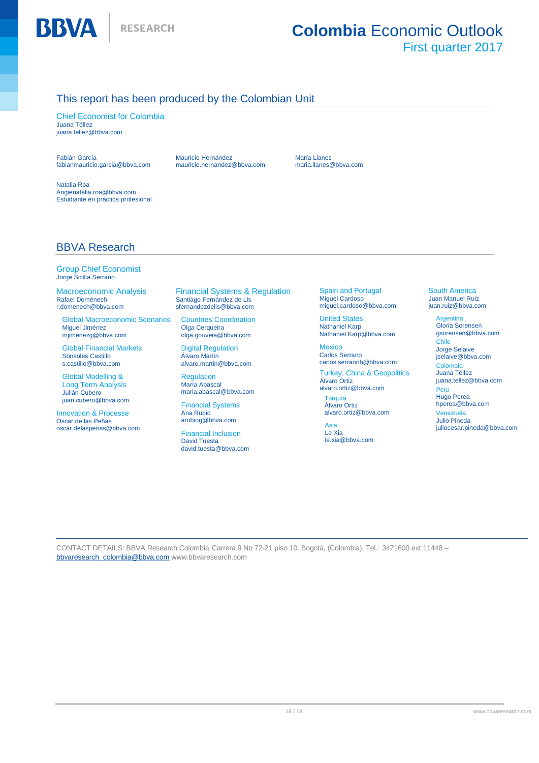## This report has been produced by the Colombian Unit

### Chief Economist for Colombia
Juana Téllez
juana.tellez@bbva.com

Fabián García
fabianmauricio.garcia@bbva.com

Mauricio Hernández
mauricio.hernandez@bbva.com

María Llanes
maria.llanes@bbva.com

Natalia Roa
Angienatalia.roa@bbva.com
Estudiante en práctica profesional

## BBVA Research

### Group Chief Economist
Jorge Sicilia Serrano

### Macroeconomic Analysis
Rafael Doménech
r.domenech@bbva.com

#### Global Macroeconomic Scenarios
Miguel Jiménez
mjimenezg@bbva.com

#### Global Financial Markets
Sonsoles Castillo
s.castillo@bbva.com

#### Global Modelling & Long Term Analysis
Julián Cubero
juan.cubero@bbva.com

### Innovation & Processe
Oscar de las Peñas
oscar.delaspenas@bbva.com

### Financial Systems & Regulation
Santiago Fernández de Lis
sfernandezdelis@bbva.com

#### Countries Coordination
Olga Cerqueira
olga.gouveia@bbva.com

#### Digital Regulation
Álvaro Martín
alvaro.martin@bbva.com

#### Regulation
María Abascal
maria.abascal@bbva.com

#### Financial Systems
Ana Rubio
arubiog@bbva.com

#### Financial Inclusion
David Tuesta
david.tuesta@bbva.com

### Spain and Portugal
Miguel Cardoso
miguel.cardoso@bbva.com

### United States
Nathaniel Karp
Nathaniel.Karp@bbva.com

### Mexico
Carlos Serrano
carlos.serranoh@bbva.com

### Turkey, China & Geopolitics
Álvaro Ortiz
alvaro.ortiz@bbva.com

#### Turquía
Álvaro Ortiz
alvaro.ortiz@bbva.com

#### Asia
Le Xia
le.xia@bbva.com

### South America
Juan Manuel Ruiz
juan.ruiz@bbva.com

#### Argentina
Gloria Sorensen
gsorensen@bbva.com

#### Chile
Jorge Selaive
jselaive@bbva.com

#### Colombia
Juana Téllez
juana.tellez@bbva.com

#### Peru
Hugo Perea
hperea@bbva.com

#### Venezuela
Julio Pineda
juliocesar.pineda@bbva.com

CONTACT DETAILS: BBVA Research Colombia Carrera 9 No 72-21 piso 10. Bogotá, (Colombia). Tel.: 3471600 ext 11448 – bbvaresearch_colombia@bbva.com www.bbvaresearch.com